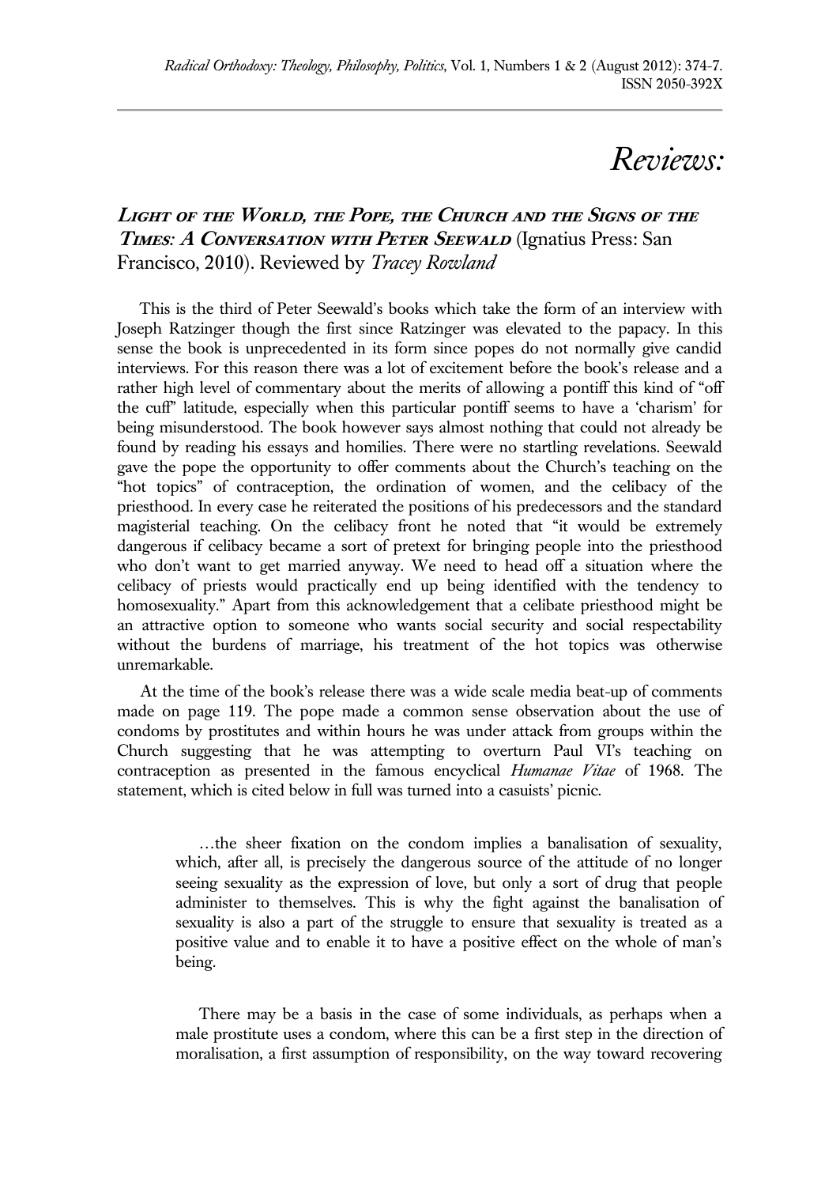# *Reviews:*

***Light of the World, the Pope, the Church and the Signs of the Times: A Conversation with Peter Seewald*** (Ignatius Press: San Francisco, 2010). Reviewed by *Tracey Rowland*

This is the third of Peter Seewald's books which take the form of an interview with Joseph Ratzinger though the first since Ratzinger was elevated to the papacy. In this sense the book is unprecedented in its form since popes do not normally give candid interviews. For this reason there was a lot of excitement before the book's release and a rather high level of commentary about the merits of allowing a pontiff this kind of "off the cuff" latitude, especially when this particular pontiff seems to have a 'charism' for being misunderstood. The book however says almost nothing that could not already be found by reading his essays and homilies. There were no startling revelations. Seewald gave the pope the opportunity to offer comments about the Church's teaching on the "hot topics" of contraception, the ordination of women, and the celibacy of the priesthood. In every case he reiterated the positions of his predecessors and the standard magisterial teaching. On the celibacy front he noted that "it would be extremely dangerous if celibacy became a sort of pretext for bringing people into the priesthood who don't want to get married anyway. We need to head off a situation where the celibacy of priests would practically end up being identified with the tendency to homosexuality." Apart from this acknowledgement that a celibate priesthood might be an attractive option to someone who wants social security and social respectability without the burdens of marriage, his treatment of the hot topics was otherwise unremarkable.

At the time of the book's release there was a wide scale media beat-up of comments made on page 119. The pope made a common sense observation about the use of condoms by prostitutes and within hours he was under attack from groups within the Church suggesting that he was attempting to overturn Paul VI's teaching on contraception as presented in the famous encyclical *Humanae Vitae* of 1968. The statement, which is cited below in full was turned into a casuists' picnic.

> …the sheer fixation on the condom implies a banalisation of sexuality, which, after all, is precisely the dangerous source of the attitude of no longer seeing sexuality as the expression of love, but only a sort of drug that people administer to themselves. This is why the fight against the banalisation of sexuality is also a part of the struggle to ensure that sexuality is treated as a positive value and to enable it to have a positive effect on the whole of man's being.
>
> There may be a basis in the case of some individuals, as perhaps when a male prostitute uses a condom, where this can be a first step in the direction of moralisation, a first assumption of responsibility, on the way toward recovering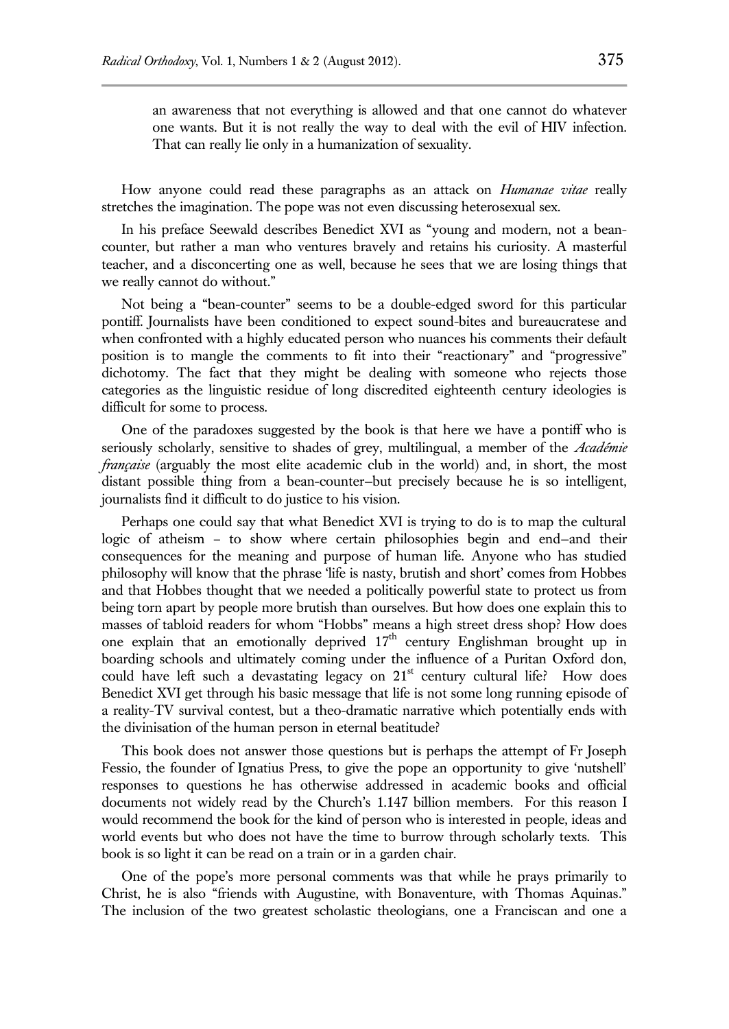> an awareness that not everything is allowed and that one cannot do whatever one wants. But it is not really the way to deal with the evil of HIV infection. That can really lie only in a humanization of sexuality.

How anyone could read these paragraphs as an attack on *Humanae vitae* really stretches the imagination. The pope was not even discussing heterosexual sex.

In his preface Seewald describes Benedict XVI as "young and modern, not a bean-counter, but rather a man who ventures bravely and retains his curiosity. A masterful teacher, and a disconcerting one as well, because he sees that we are losing things that we really cannot do without."

Not being a "bean-counter" seems to be a double-edged sword for this particular pontiff. Journalists have been conditioned to expect sound-bites and bureaucratese and when confronted with a highly educated person who nuances his comments their default position is to mangle the comments to fit into their "reactionary" and "progressive" dichotomy. The fact that they might be dealing with someone who rejects those categories as the linguistic residue of long discredited eighteenth century ideologies is difficult for some to process.

One of the paradoxes suggested by the book is that here we have a pontiff who is seriously scholarly, sensitive to shades of grey, multilingual, a member of the *Académie française* (arguably the most elite academic club in the world) and, in short, the most distant possible thing from a bean-counter—but precisely because he is so intelligent, journalists find it difficult to do justice to his vision.

Perhaps one could say that what Benedict XVI is trying to do is to map the cultural logic of atheism – to show where certain philosophies begin and end—and their consequences for the meaning and purpose of human life. Anyone who has studied philosophy will know that the phrase 'life is nasty, brutish and short' comes from Hobbes and that Hobbes thought that we needed a politically powerful state to protect us from being torn apart by people more brutish than ourselves. But how does one explain this to masses of tabloid readers for whom "Hobbs" means a high street dress shop? How does one explain that an emotionally deprived 17th century Englishman brought up in boarding schools and ultimately coming under the influence of a Puritan Oxford don, could have left such a devastating legacy on 21st century cultural life? How does Benedict XVI get through his basic message that life is not some long running episode of a reality-TV survival contest, but a theo-dramatic narrative which potentially ends with the divinisation of the human person in eternal beatitude?

This book does not answer those questions but is perhaps the attempt of Fr Joseph Fessio, the founder of Ignatius Press, to give the pope an opportunity to give 'nutshell' responses to questions he has otherwise addressed in academic books and official documents not widely read by the Church's 1.147 billion members. For this reason I would recommend the book for the kind of person who is interested in people, ideas and world events but who does not have the time to burrow through scholarly texts. This book is so light it can be read on a train or in a garden chair.

One of the pope's more personal comments was that while he prays primarily to Christ, he is also "friends with Augustine, with Bonaventure, with Thomas Aquinas." The inclusion of the two greatest scholastic theologians, one a Franciscan and one a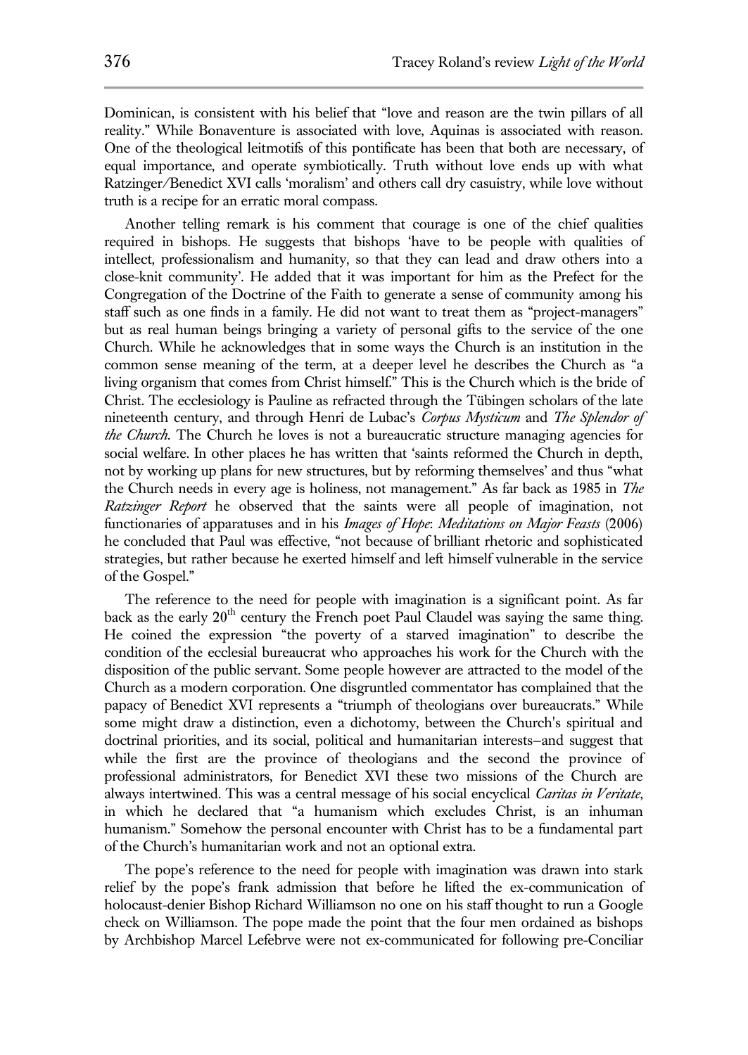Dominican, is consistent with his belief that "love and reason are the twin pillars of all reality." While Bonaventure is associated with love, Aquinas is associated with reason. One of the theological leitmotifs of this pontificate has been that both are necessary, of equal importance, and operate symbiotically. Truth without love ends up with what Ratzinger/Benedict XVI calls 'moralism' and others call dry casuistry, while love without truth is a recipe for an erratic moral compass.

Another telling remark is his comment that courage is one of the chief qualities required in bishops. He suggests that bishops 'have to be people with qualities of intellect, professionalism and humanity, so that they can lead and draw others into a close-knit community'. He added that it was important for him as the Prefect for the Congregation of the Doctrine of the Faith to generate a sense of community among his staff such as one finds in a family. He did not want to treat them as "project-managers" but as real human beings bringing a variety of personal gifts to the service of the one Church. While he acknowledges that in some ways the Church is an institution in the common sense meaning of the term, at a deeper level he describes the Church as "a living organism that comes from Christ himself." This is the Church which is the bride of Christ. The ecclesiology is Pauline as refracted through the Tübingen scholars of the late nineteenth century, and through Henri de Lubac's *Corpus Mysticum* and *The Splendor of the Church.* The Church he loves is not a bureaucratic structure managing agencies for social welfare. In other places he has written that 'saints reformed the Church in depth, not by working up plans for new structures, but by reforming themselves' and thus "what the Church needs in every age is holiness, not management." As far back as 1985 in *The Ratzinger Report* he observed that the saints were all people of imagination, not functionaries of apparatuses and in his *Images of Hope*: *Meditations on Major Feasts* (2006) he concluded that Paul was effective, "not because of brilliant rhetoric and sophisticated strategies, but rather because he exerted himself and left himself vulnerable in the service of the Gospel."

The reference to the need for people with imagination is a significant point. As far back as the early 20th century the French poet Paul Claudel was saying the same thing. He coined the expression "the poverty of a starved imagination" to describe the condition of the ecclesial bureaucrat who approaches his work for the Church with the disposition of the public servant. Some people however are attracted to the model of the Church as a modern corporation. One disgruntled commentator has complained that the papacy of Benedict XVI represents a "triumph of theologians over bureaucrats." While some might draw a distinction, even a dichotomy, between the Church's spiritual and doctrinal priorities, and its social, political and humanitarian interests–and suggest that while the first are the province of theologians and the second the province of professional administrators, for Benedict XVI these two missions of the Church are always intertwined. This was a central message of his social encyclical *Caritas in Veritate*, in which he declared that "a humanism which excludes Christ, is an inhuman humanism." Somehow the personal encounter with Christ has to be a fundamental part of the Church's humanitarian work and not an optional extra.

The pope's reference to the need for people with imagination was drawn into stark relief by the pope's frank admission that before he lifted the ex-communication of holocaust-denier Bishop Richard Williamson no one on his staff thought to run a Google check on Williamson. The pope made the point that the four men ordained as bishops by Archbishop Marcel Lefebrve were not ex-communicated for following pre-Conciliar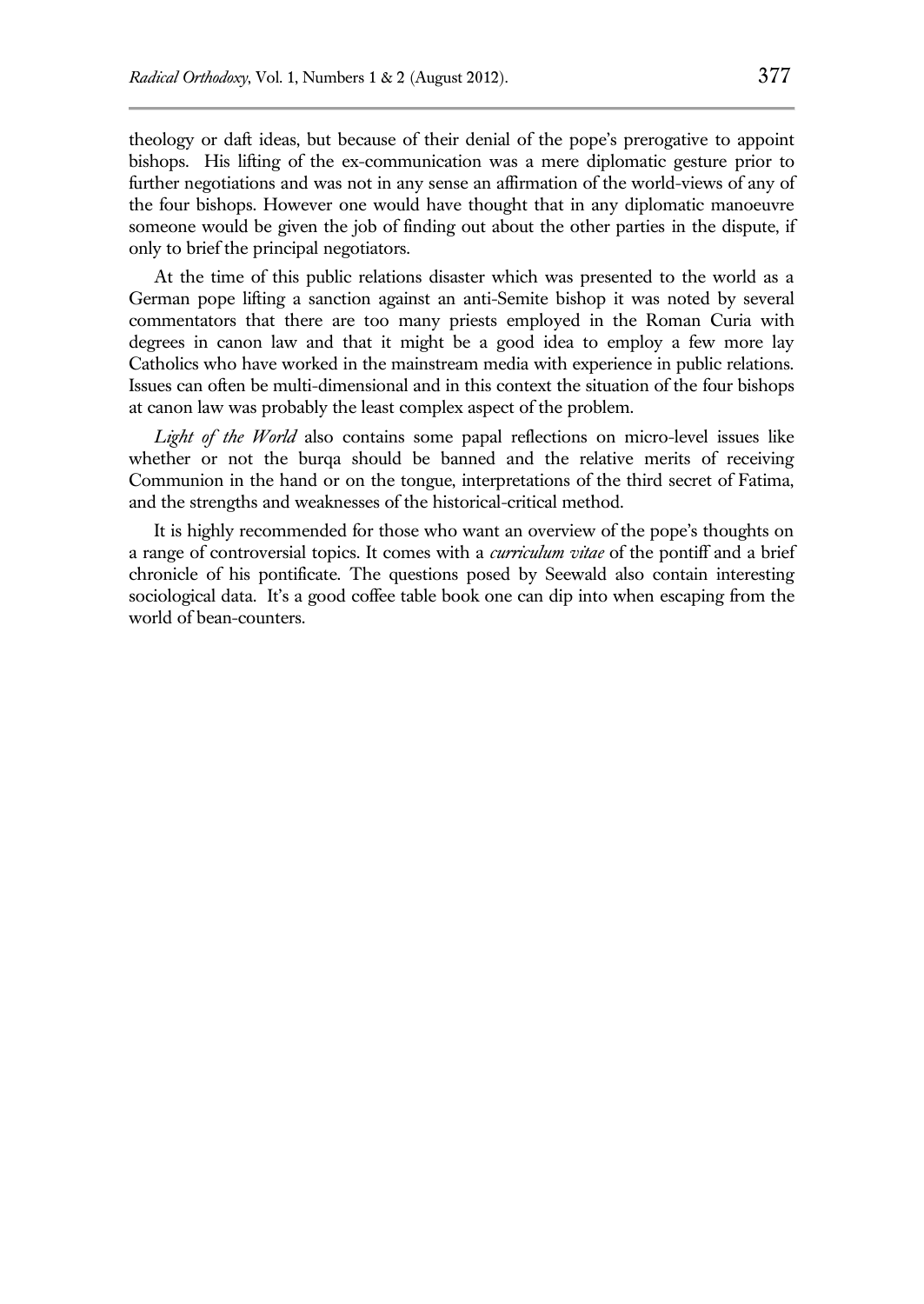theology or daft ideas, but because of their denial of the pope's prerogative to appoint bishops. His lifting of the ex-communication was a mere diplomatic gesture prior to further negotiations and was not in any sense an affirmation of the world-views of any of the four bishops. However one would have thought that in any diplomatic manoeuvre someone would be given the job of finding out about the other parties in the dispute, if only to brief the principal negotiators.

At the time of this public relations disaster which was presented to the world as a German pope lifting a sanction against an anti-Semite bishop it was noted by several commentators that there are too many priests employed in the Roman Curia with degrees in canon law and that it might be a good idea to employ a few more lay Catholics who have worked in the mainstream media with experience in public relations. Issues can often be multi-dimensional and in this context the situation of the four bishops at canon law was probably the least complex aspect of the problem.

*Light of the World* also contains some papal reflections on micro-level issues like whether or not the burqa should be banned and the relative merits of receiving Communion in the hand or on the tongue, interpretations of the third secret of Fatima, and the strengths and weaknesses of the historical-critical method.

It is highly recommended for those who want an overview of the pope's thoughts on a range of controversial topics. It comes with a *curriculum vitae* of the pontiff and a brief chronicle of his pontificate. The questions posed by Seewald also contain interesting sociological data. It's a good coffee table book one can dip into when escaping from the world of bean-counters.